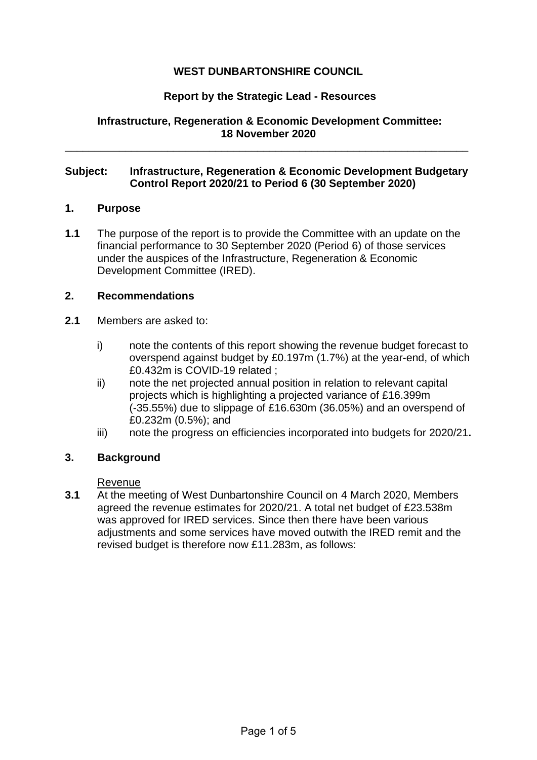**WEST DUNBARTONSHIRE COUNCIL**

**Report by the Strategic Lead - Resources**

**Infrastructure, Regeneration & Economic Development Committee: 18 November 2020**

---

**Subject: Infrastructure, Regeneration & Economic Development Budgetary Control Report 2020/21 to Period 6 (30 September 2020)**

## 1. Purpose

**1.1** The purpose of the report is to provide the Committee with an update on the financial performance to 30 September 2020 (Period 6) of those services under the auspices of the Infrastructure, Regeneration & Economic Development Committee (IRED).

## 2. Recommendations

**2.1** Members are asked to:

i) note the contents of this report showing the revenue budget forecast to overspend against budget by £0.197m (1.7%) at the year-end, of which £0.432m is COVID-19 related ;

ii) note the net projected annual position in relation to relevant capital projects which is highlighting a projected variance of £16.399m (-35.55%) due to slippage of £16.630m (36.05%) and an overspend of £0.232m (0.5%); and

iii) note the progress on efficiencies incorporated into budgets for 2020/21**.**

## 3. Background

Revenue

**3.1** At the meeting of West Dunbartonshire Council on 4 March 2020, Members agreed the revenue estimates for 2020/21. A total net budget of £23.538m was approved for IRED services. Since then there have been various adjustments and some services have moved outwith the IRED remit and the revised budget is therefore now £11.283m, as follows: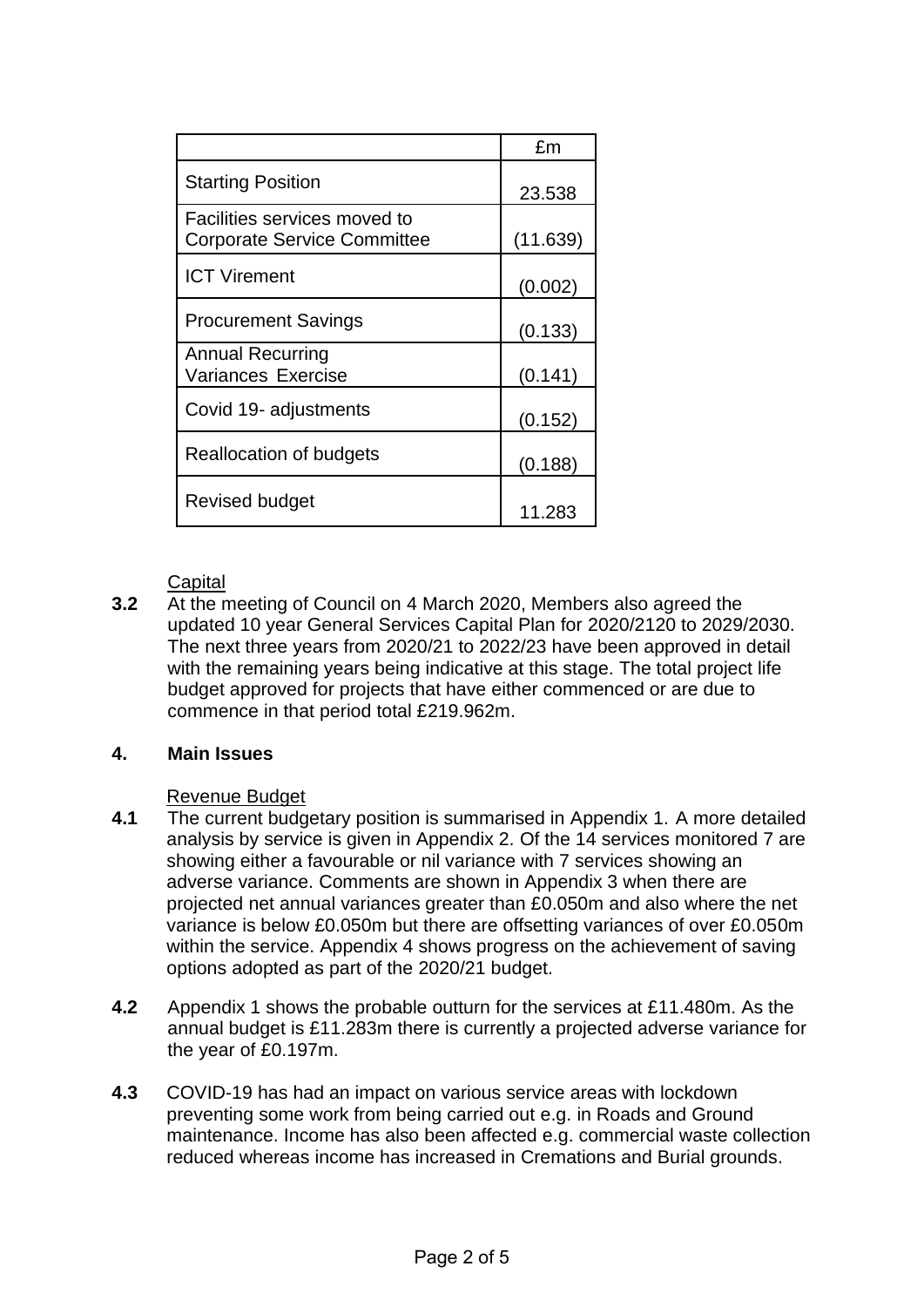| | £m |
|---|---|
| Starting Position | 23.538 |
| Facilities services moved to Corporate Service Committee | (11.639) |
| ICT Virement | (0.002) |
| Procurement Savings | (0.133) |
| Annual Recurring Variances Exercise | (0.141) |
| Covid 19- adjustments | (0.152) |
| Reallocation of budgets | (0.188) |
| Revised budget | 11.283 |

Capital

**3.2** At the meeting of Council on 4 March 2020, Members also agreed the updated 10 year General Services Capital Plan for 2020/2120 to 2029/2030. The next three years from 2020/21 to 2022/23 have been approved in detail with the remaining years being indicative at this stage. The total project life budget approved for projects that have either commenced or are due to commence in that period total £219.962m.

## 4. Main Issues

Revenue Budget

**4.1** The current budgetary position is summarised in Appendix 1. A more detailed analysis by service is given in Appendix 2. Of the 14 services monitored 7 are showing either a favourable or nil variance with 7 services showing an adverse variance. Comments are shown in Appendix 3 when there are projected net annual variances greater than £0.050m and also where the net variance is below £0.050m but there are offsetting variances of over £0.050m within the service. Appendix 4 shows progress on the achievement of saving options adopted as part of the 2020/21 budget.

**4.2** Appendix 1 shows the probable outturn for the services at £11.480m. As the annual budget is £11.283m there is currently a projected adverse variance for the year of £0.197m.

**4.3** COVID-19 has had an impact on various service areas with lockdown preventing some work from being carried out e.g. in Roads and Ground maintenance. Income has also been affected e.g. commercial waste collection reduced whereas income has increased in Cremations and Burial grounds.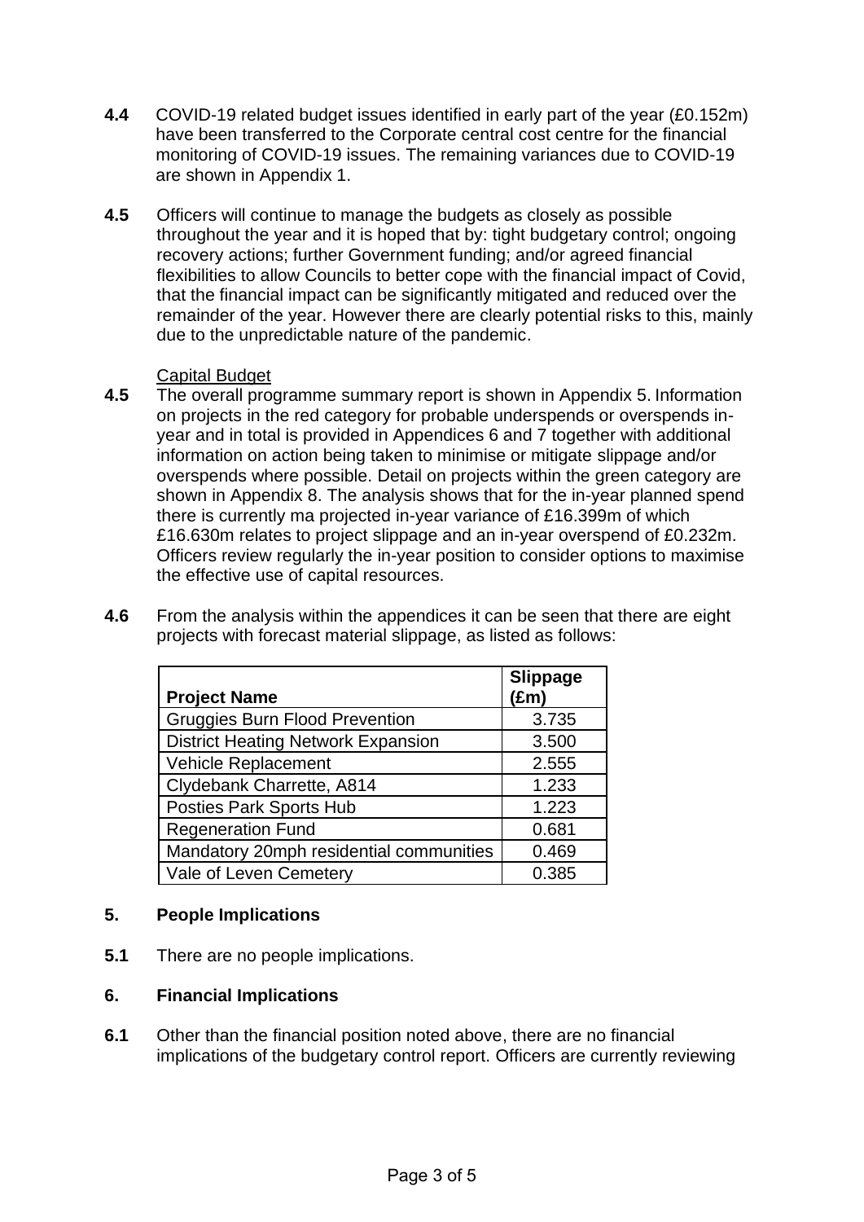**4.4** COVID-19 related budget issues identified in early part of the year (£0.152m) have been transferred to the Corporate central cost centre for the financial monitoring of COVID-19 issues. The remaining variances due to COVID-19 are shown in Appendix 1.

**4.5** Officers will continue to manage the budgets as closely as possible throughout the year and it is hoped that by: tight budgetary control; ongoing recovery actions; further Government funding; and/or agreed financial flexibilities to allow Councils to better cope with the financial impact of Covid, that the financial impact can be significantly mitigated and reduced over the remainder of the year. However there are clearly potential risks to this, mainly due to the unpredictable nature of the pandemic.

Capital Budget

**4.5** The overall programme summary report is shown in Appendix 5. Information on projects in the red category for probable underspends or overspends in-year and in total is provided in Appendices 6 and 7 together with additional information on action being taken to minimise or mitigate slippage and/or overspends where possible. Detail on projects within the green category are shown in Appendix 8. The analysis shows that for the in-year planned spend there is currently ma projected in-year variance of £16.399m of which £16.630m relates to project slippage and an in-year overspend of £0.232m. Officers review regularly the in-year position to consider options to maximise the effective use of capital resources.

**4.6** From the analysis within the appendices it can be seen that there are eight projects with forecast material slippage, as listed as follows:

| Project Name | Slippage (£m) |
|---|---|
| Gruggies Burn Flood Prevention | 3.735 |
| District Heating Network Expansion | 3.500 |
| Vehicle Replacement | 2.555 |
| Clydebank Charrette, A814 | 1.233 |
| Posties Park Sports Hub | 1.223 |
| Regeneration Fund | 0.681 |
| Mandatory 20mph residential communities | 0.469 |
| Vale of Leven Cemetery | 0.385 |

## 5. People Implications

**5.1** There are no people implications.

## 6. Financial Implications

**6.1** Other than the financial position noted above, there are no financial implications of the budgetary control report. Officers are currently reviewing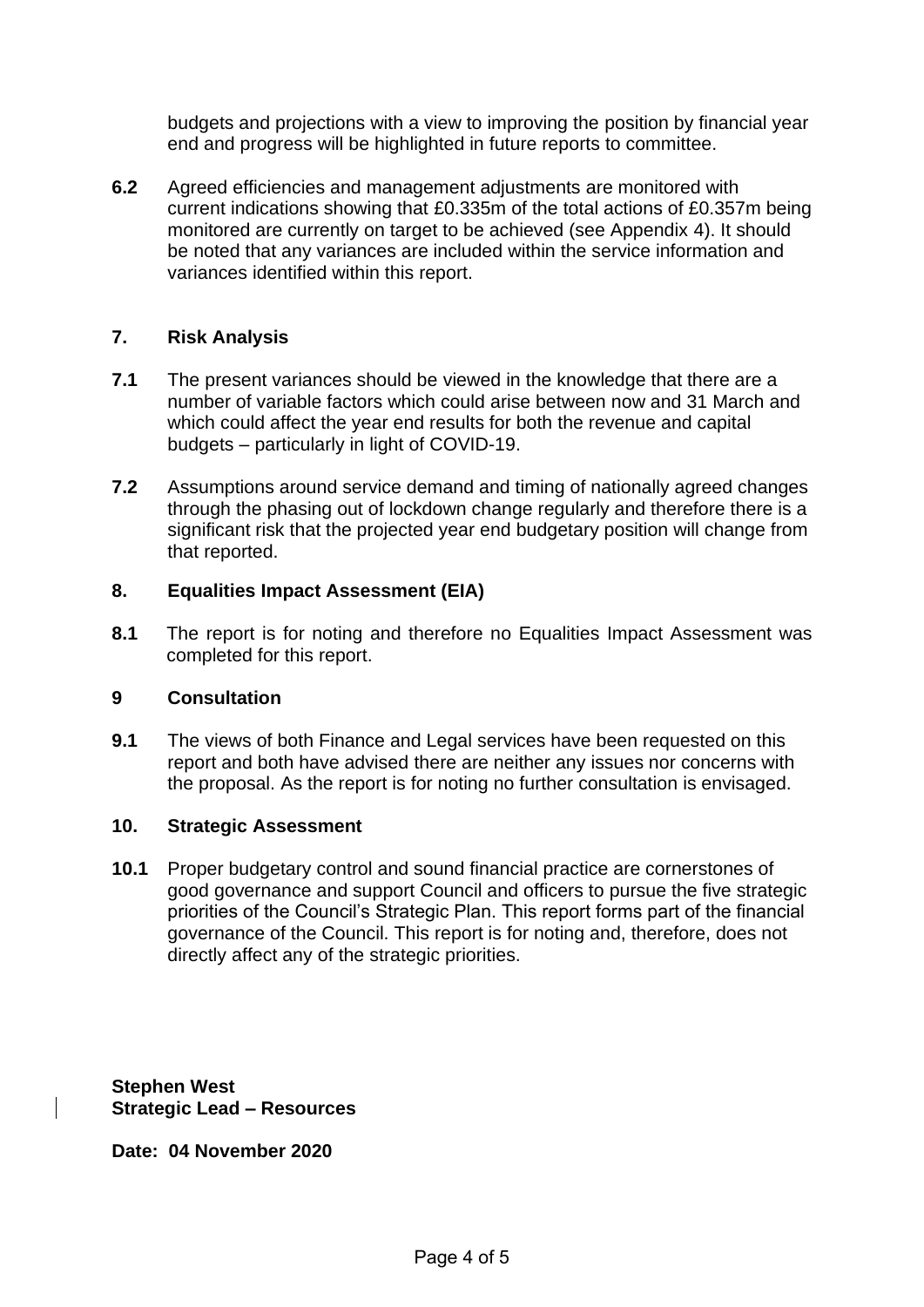budgets and projections with a view to improving the position by financial year end and progress will be highlighted in future reports to committee.

**6.2** Agreed efficiencies and management adjustments are monitored with current indications showing that £0.335m of the total actions of £0.357m being monitored are currently on target to be achieved (see Appendix 4). It should be noted that any variances are included within the service information and variances identified within this report.

## 7. Risk Analysis

**7.1** The present variances should be viewed in the knowledge that there are a number of variable factors which could arise between now and 31 March and which could affect the year end results for both the revenue and capital budgets – particularly in light of COVID-19.

**7.2** Assumptions around service demand and timing of nationally agreed changes through the phasing out of lockdown change regularly and therefore there is a significant risk that the projected year end budgetary position will change from that reported.

## 8. Equalities Impact Assessment (EIA)

**8.1** The report is for noting and therefore no Equalities Impact Assessment was completed for this report.

## 9 Consultation

**9.1** The views of both Finance and Legal services have been requested on this report and both have advised there are neither any issues nor concerns with the proposal. As the report is for noting no further consultation is envisaged.

## 10. Strategic Assessment

**10.1** Proper budgetary control and sound financial practice are cornerstones of good governance and support Council and officers to pursue the five strategic priorities of the Council's Strategic Plan. This report forms part of the financial governance of the Council. This report is for noting and, therefore, does not directly affect any of the strategic priorities.

**Stephen West**
**Strategic Lead – Resources**

**Date: 04 November 2020**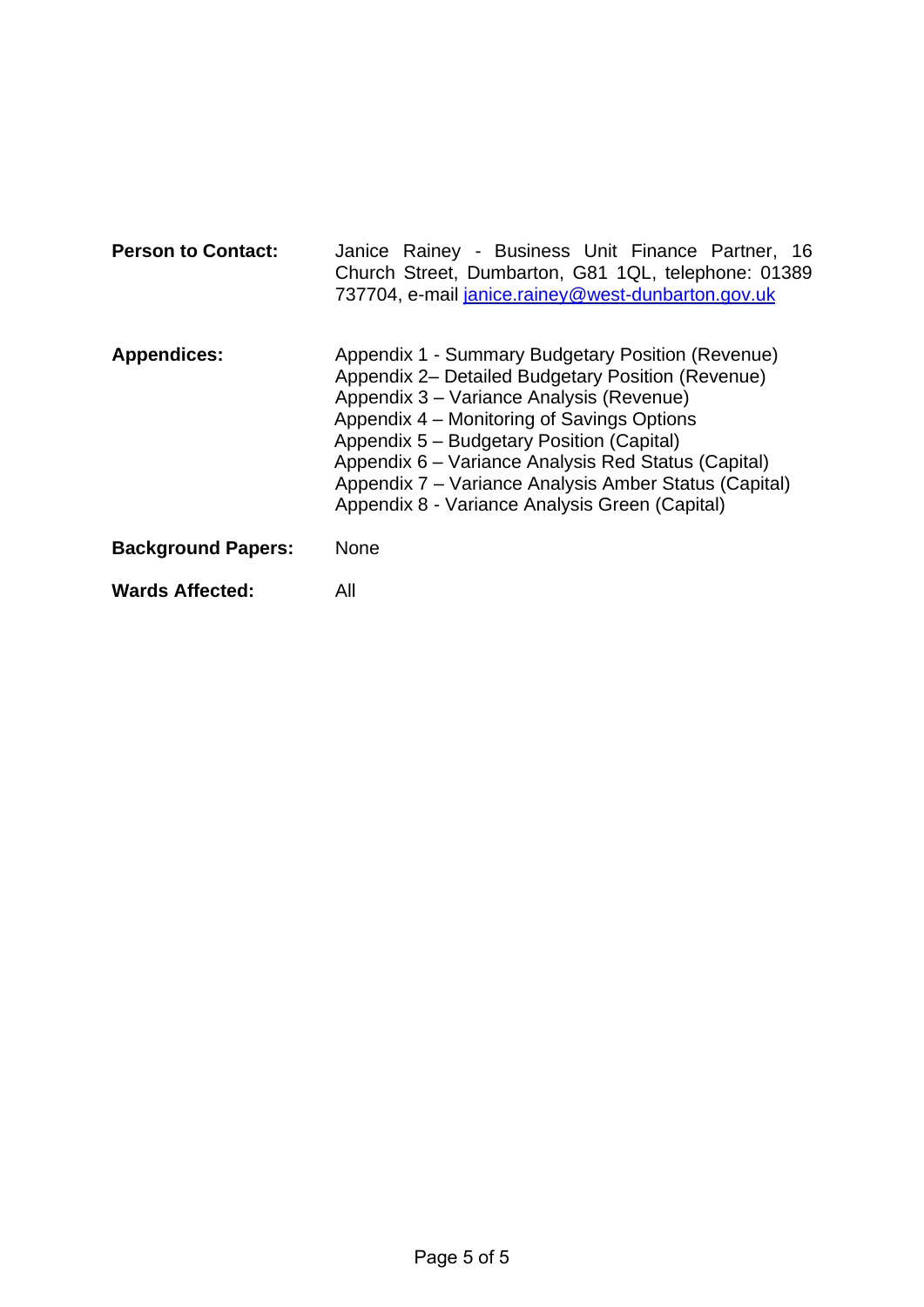**Person to Contact:** Janice Rainey - Business Unit Finance Partner, 16 Church Street, Dumbarton, G81 1QL, telephone: 01389 737704, e-mail janice.rainey@west-dunbarton.gov.uk

**Appendices:**
Appendix 1 - Summary Budgetary Position (Revenue)
Appendix 2– Detailed Budgetary Position (Revenue)
Appendix 3 – Variance Analysis (Revenue)
Appendix 4 – Monitoring of Savings Options
Appendix 5 – Budgetary Position (Capital)
Appendix 6 – Variance Analysis Red Status (Capital)
Appendix 7 – Variance Analysis Amber Status (Capital)
Appendix 8 - Variance Analysis Green (Capital)

**Background Papers:** None

**Wards Affected:** All